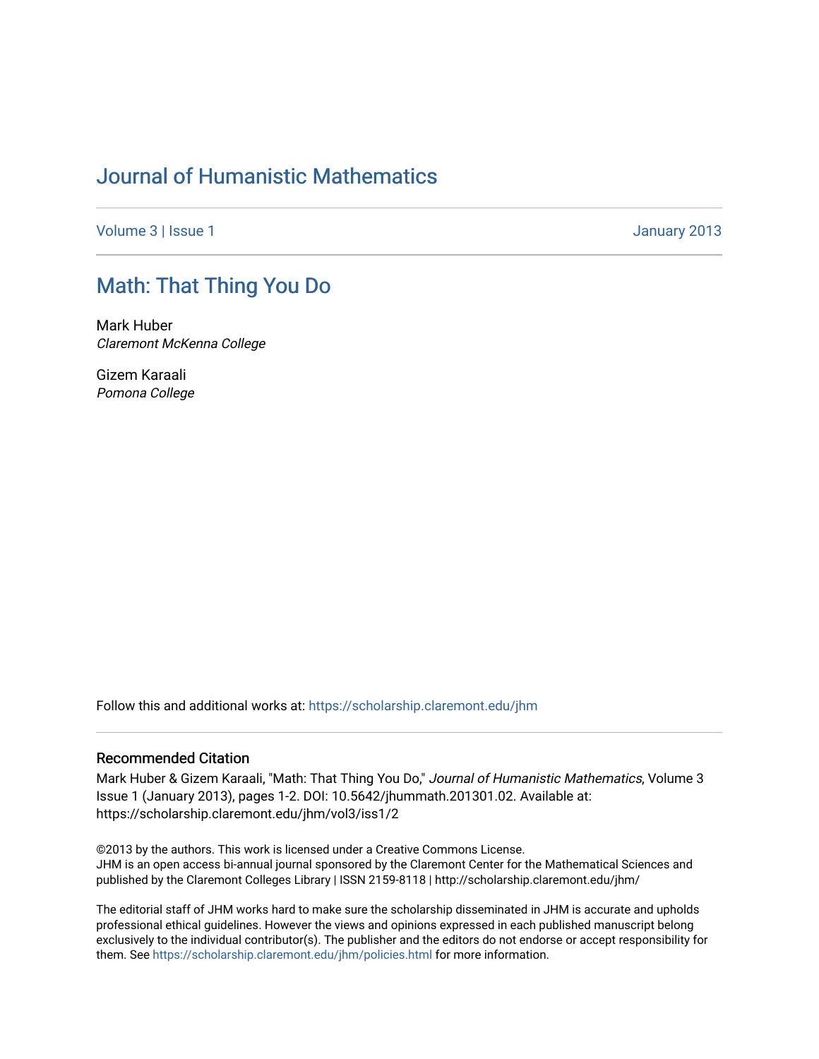# Journal of Humanistic Mathematics

Volume 3 | Issue 1 January 2013

## Math: That Thing You Do

Mark Huber
*Claremont McKenna College*

Gizem Karaali
*Pomona College*

Follow this and additional works at: https://scholarship.claremont.edu/jhm

### Recommended Citation

Mark Huber & Gizem Karaali, "Math: That Thing You Do," *Journal of Humanistic Mathematics*, Volume 3 Issue 1 (January 2013), pages 1-2. DOI: 10.5642/jhummath.201301.02. Available at: https://scholarship.claremont.edu/jhm/vol3/iss1/2

©2013 by the authors. This work is licensed under a Creative Commons License.
JHM is an open access bi-annual journal sponsored by the Claremont Center for the Mathematical Sciences and published by the Claremont Colleges Library | ISSN 2159-8118 | http://scholarship.claremont.edu/jhm/

The editorial staff of JHM works hard to make sure the scholarship disseminated in JHM is accurate and upholds professional ethical guidelines. However the views and opinions expressed in each published manuscript belong exclusively to the individual contributor(s). The publisher and the editors do not endorse or accept responsibility for them. See https://scholarship.claremont.edu/jhm/policies.html for more information.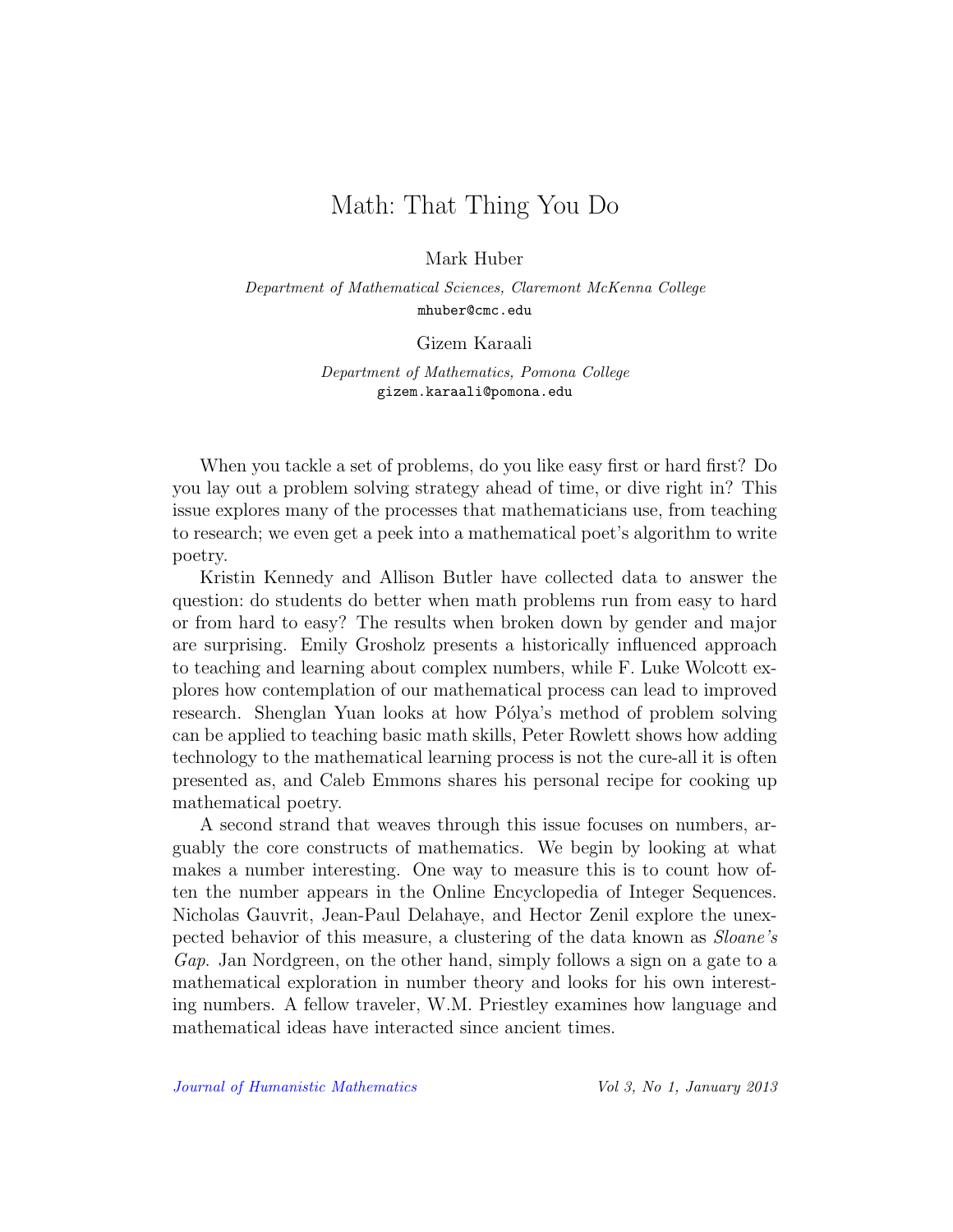# Math: That Thing You Do

Mark Huber

*Department of Mathematical Sciences, Claremont McKenna College*
mhuber@cmc.edu

Gizem Karaali

*Department of Mathematics, Pomona College*
gizem.karaali@pomona.edu

When you tackle a set of problems, do you like easy first or hard first? Do you lay out a problem solving strategy ahead of time, or dive right in? This issue explores many of the processes that mathematicians use, from teaching to research; we even get a peek into a mathematical poet's algorithm to write poetry.

Kristin Kennedy and Allison Butler have collected data to answer the question: do students do better when math problems run from easy to hard or from hard to easy? The results when broken down by gender and major are surprising. Emily Grosholz presents a historically influenced approach to teaching and learning about complex numbers, while F. Luke Wolcott explores how contemplation of our mathematical process can lead to improved research. Shenglan Yuan looks at how Pólya's method of problem solving can be applied to teaching basic math skills, Peter Rowlett shows how adding technology to the mathematical learning process is not the cure-all it is often presented as, and Caleb Emmons shares his personal recipe for cooking up mathematical poetry.

A second strand that weaves through this issue focuses on numbers, arguably the core constructs of mathematics. We begin by looking at what makes a number interesting. One way to measure this is to count how often the number appears in the Online Encyclopedia of Integer Sequences. Nicholas Gauvrit, Jean-Paul Delahaye, and Hector Zenil explore the unexpected behavior of this measure, a clustering of the data known as *Sloane's Gap*. Jan Nordgreen, on the other hand, simply follows a sign on a gate to a mathematical exploration in number theory and looks for his own interesting numbers. A fellow traveler, W.M. Priestley examines how language and mathematical ideas have interacted since ancient times.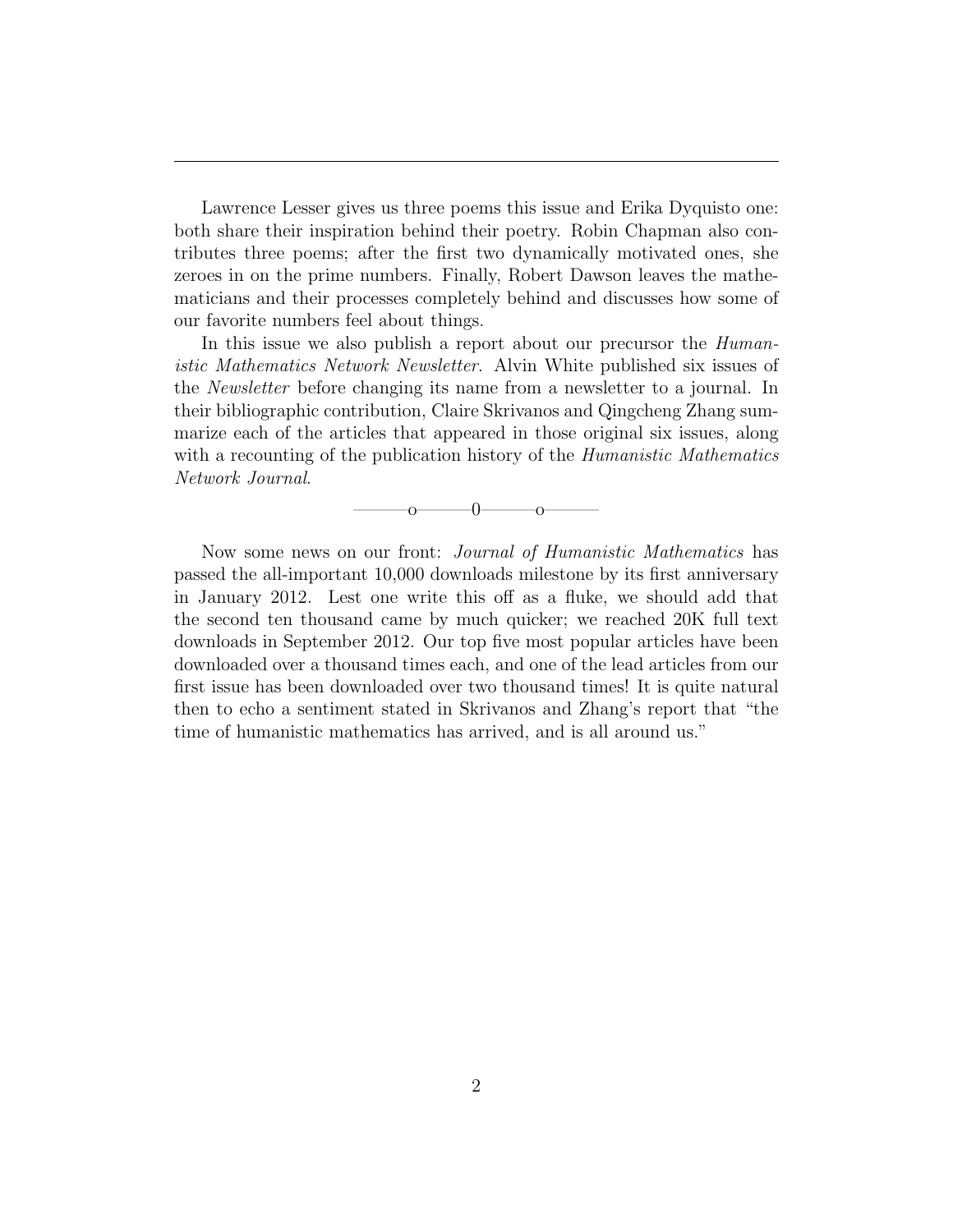Lawrence Lesser gives us three poems this issue and Erika Dyquisto one: both share their inspiration behind their poetry. Robin Chapman also contributes three poems; after the first two dynamically motivated ones, she zeroes in on the prime numbers. Finally, Robert Dawson leaves the mathematicians and their processes completely behind and discusses how some of our favorite numbers feel about things.

In this issue we also publish a report about our precursor the *Humanistic Mathematics Network Newsletter*. Alvin White published six issues of the *Newsletter* before changing its name from a newsletter to a journal. In their bibliographic contribution, Claire Skrivanos and Qingcheng Zhang summarize each of the articles that appeared in those original six issues, along with a recounting of the publication history of the *Humanistic Mathematics Network Journal*.

———o———0———o———

Now some news on our front: *Journal of Humanistic Mathematics* has passed the all-important 10,000 downloads milestone by its first anniversary in January 2012. Lest one write this off as a fluke, we should add that the second ten thousand came by much quicker; we reached 20K full text downloads in September 2012. Our top five most popular articles have been downloaded over a thousand times each, and one of the lead articles from our first issue has been downloaded over two thousand times! It is quite natural then to echo a sentiment stated in Skrivanos and Zhang's report that "the time of humanistic mathematics has arrived, and is all around us."